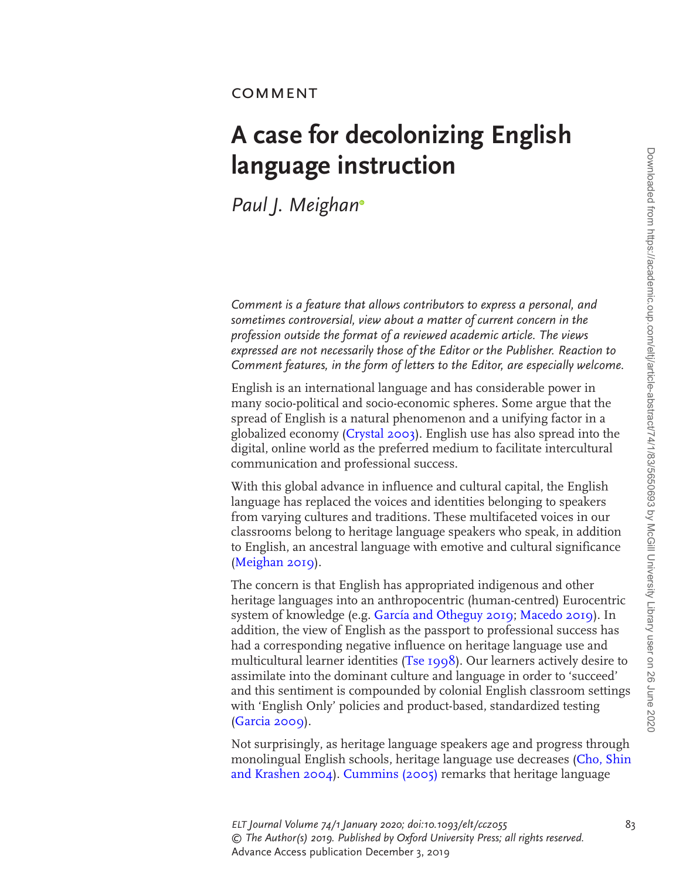COMMENT

# A case for decolonizing English language instruction

*Paul J. Meighan*

*Comment is a feature that allows contributors to express a personal, and sometimes controversial, view about a matter of current concern in the profession outside the format of a reviewed academic article. The views expressed are not necessarily those of the Editor or the Publisher. Reaction to Comment features, in the form of letters to the Editor, are especially welcome.*

English is an international language and has considerable power in many socio-political and socio-economic spheres. Some argue that the spread of English is a natural phenomenon and a unifying factor in a globalized economy (Crystal 2003). English use has also spread into the digital, online world as the preferred medium to facilitate intercultural communication and professional success.

With this global advance in influence and cultural capital, the English language has replaced the voices and identities belonging to speakers from varying cultures and traditions. These multifaceted voices in our classrooms belong to heritage language speakers who speak, in addition to English, an ancestral language with emotive and cultural significance (Meighan 2019).

The concern is that English has appropriated indigenous and other heritage languages into an anthropocentric (human-centred) Eurocentric system of knowledge (e.g. García and Otheguy 2019; Macedo 2019). In addition, the view of English as the passport to professional success has had a corresponding negative influence on heritage language use and multicultural learner identities (Tse 1998). Our learners actively desire to assimilate into the dominant culture and language in order to 'succeed' and this sentiment is compounded by colonial English classroom settings with 'English Only' policies and product-based, standardized testing (Garcia 2009).

Not surprisingly, as heritage language speakers age and progress through monolingual English schools, heritage language use decreases (Cho, Shin and Krashen 2004). Cummins (2005) remarks that heritage language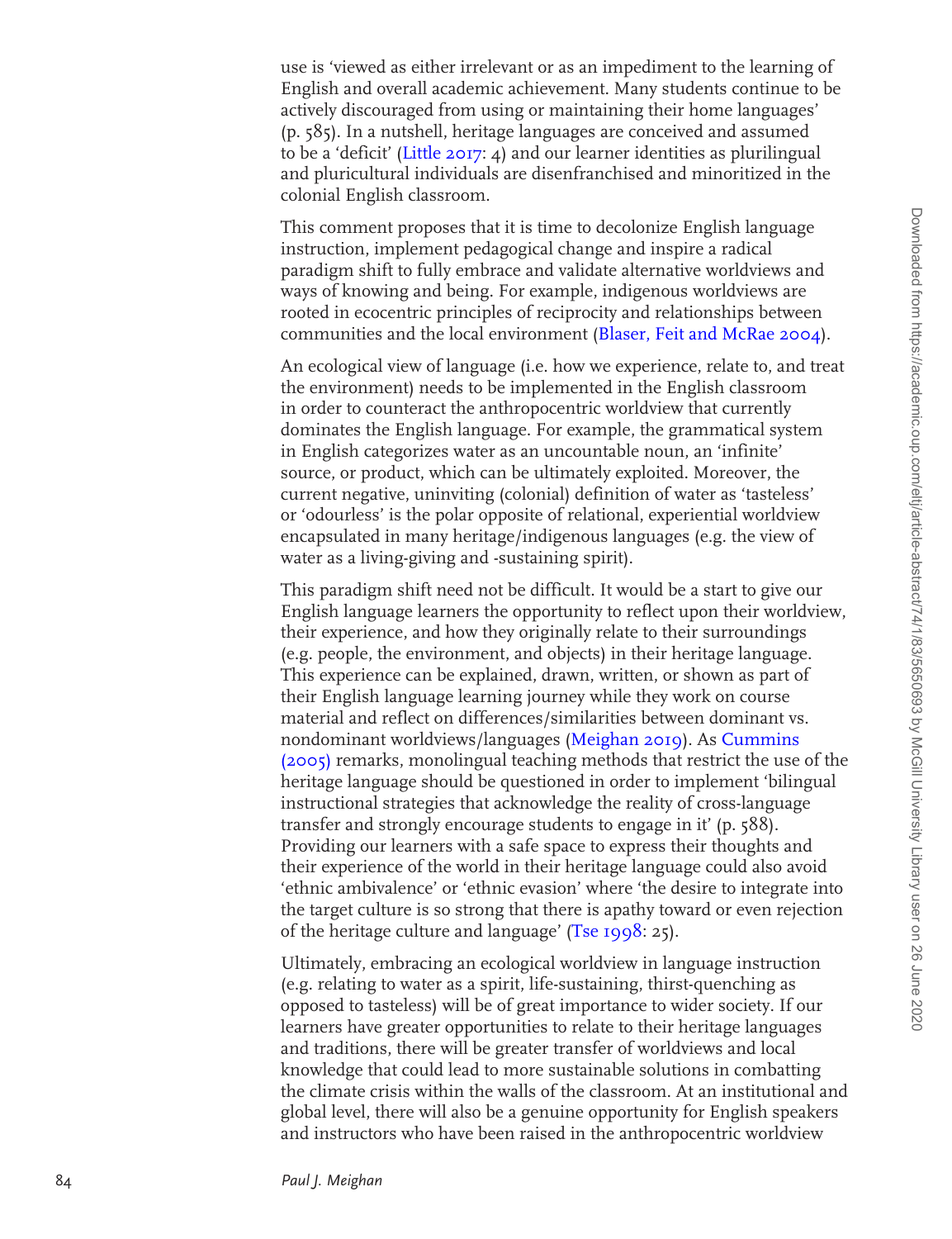use is 'viewed as either irrelevant or as an impediment to the learning of English and overall academic achievement. Many students continue to be actively discouraged from using or maintaining their home languages' (p. 585). In a nutshell, heritage languages are conceived and assumed to be a 'deficit' (Little 2017: 4) and our learner identities as plurilingual and pluricultural individuals are disenfranchised and minoritized in the colonial English classroom.

This comment proposes that it is time to decolonize English language instruction, implement pedagogical change and inspire a radical paradigm shift to fully embrace and validate alternative worldviews and ways of knowing and being. For example, indigenous worldviews are rooted in ecocentric principles of reciprocity and relationships between communities and the local environment (Blaser, Feit and McRae 2004).

An ecological view of language (i.e. how we experience, relate to, and treat the environment) needs to be implemented in the English classroom in order to counteract the anthropocentric worldview that currently dominates the English language. For example, the grammatical system in English categorizes water as an uncountable noun, an 'infinite' source, or product, which can be ultimately exploited. Moreover, the current negative, uninviting (colonial) definition of water as 'tasteless' or 'odourless' is the polar opposite of relational, experiential worldview encapsulated in many heritage/indigenous languages (e.g. the view of water as a living-giving and -sustaining spirit).

This paradigm shift need not be difficult. It would be a start to give our English language learners the opportunity to reflect upon their worldview, their experience, and how they originally relate to their surroundings (e.g. people, the environment, and objects) in their heritage language. This experience can be explained, drawn, written, or shown as part of their English language learning journey while they work on course material and reflect on differences/similarities between dominant vs. nondominant worldviews/languages (Meighan 2019). As Cummins (2005) remarks, monolingual teaching methods that restrict the use of the heritage language should be questioned in order to implement 'bilingual instructional strategies that acknowledge the reality of cross-language transfer and strongly encourage students to engage in it' (p. 588). Providing our learners with a safe space to express their thoughts and their experience of the world in their heritage language could also avoid 'ethnic ambivalence' or 'ethnic evasion' where 'the desire to integrate into the target culture is so strong that there is apathy toward or even rejection of the heritage culture and language' (Tse 1998: 25).

Ultimately, embracing an ecological worldview in language instruction (e.g. relating to water as a spirit, life-sustaining, thirst-quenching as opposed to tasteless) will be of great importance to wider society. If our learners have greater opportunities to relate to their heritage languages and traditions, there will be greater transfer of worldviews and local knowledge that could lead to more sustainable solutions in combatting the climate crisis within the walls of the classroom. At an institutional and global level, there will also be a genuine opportunity for English speakers and instructors who have been raised in the anthropocentric worldview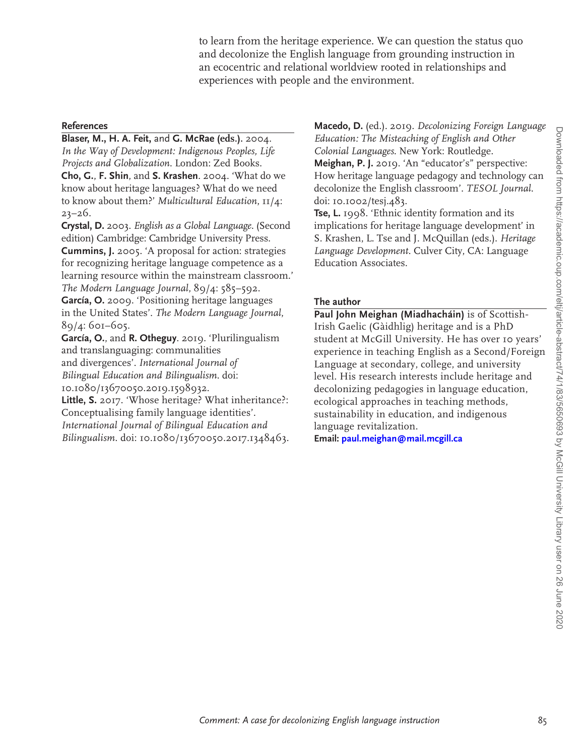to learn from the heritage experience. We can question the status quo and decolonize the English language from grounding instruction in an ecocentric and relational worldview rooted in relationships and experiences with people and the environment.

## References

**Blaser, M., H. A. Feit,** and **G. McRae (eds.).** 2004. *In the Way of Development: Indigenous Peoples, Life Projects and Globalization*. London: Zed Books.

**Cho, G., F. Shin**, and **S. Krashen**. 2004. 'What do we know about heritage languages? What do we need to know about them?' *Multicultural Education*, 11/4: 23–26.

**Crystal, D.** 2003. *English as a Global Language*. (Second edition) Cambridge: Cambridge University Press.

**Cummins, J.** 2005. 'A proposal for action: strategies for recognizing heritage language competence as a learning resource within the mainstream classroom.' *The Modern Language Journal*, 89/4: 585–592.

**García, O.** 2009. 'Positioning heritage languages in the United States'. *The Modern Language Journal*, 89/4: 601–605.

**García, O.**, and **R. Otheguy**. 2019. 'Plurilingualism and translanguaging: communalities and divergences'. *International Journal of Bilingual Education and Bilingualism*. doi: 10.1080/13670050.2019.1598932.

**Little, S.** 2017. 'Whose heritage? What inheritance?: Conceptualising family language identities'. *International Journal of Bilingual Education and Bilingualism*. doi: 10.1080/13670050.2017.1348463.

**Macedo, D.** (ed.). 2019. *Decolonizing Foreign Language Education: The Misteaching of English and Other Colonial Languages*. New York: Routledge.

**Meighan, P. J.** 2019. 'An "educator's" perspective: How heritage language pedagogy and technology can decolonize the English classroom'. *TESOL Journal*. doi: 10.1002/tesj.483.

**Tse, L.** 1998. 'Ethnic identity formation and its implications for heritage language development' in S. Krashen, L. Tse and J. McQuillan (eds.). *Heritage Language Development*. Culver City, CA: Language Education Associates.

## The author

**Paul John Meighan (Miadhacháin)** is of Scottish-Irish Gaelic (Gàidhlig) heritage and is a PhD student at McGill University. He has over 10 years' experience in teaching English as a Second/Foreign Language at secondary, college, and university level. His research interests include heritage and decolonizing pedagogies in language education, ecological approaches in teaching methods, sustainability in education, and indigenous language revitalization.

**Email:** paul.meighan@mail.mcgill.ca